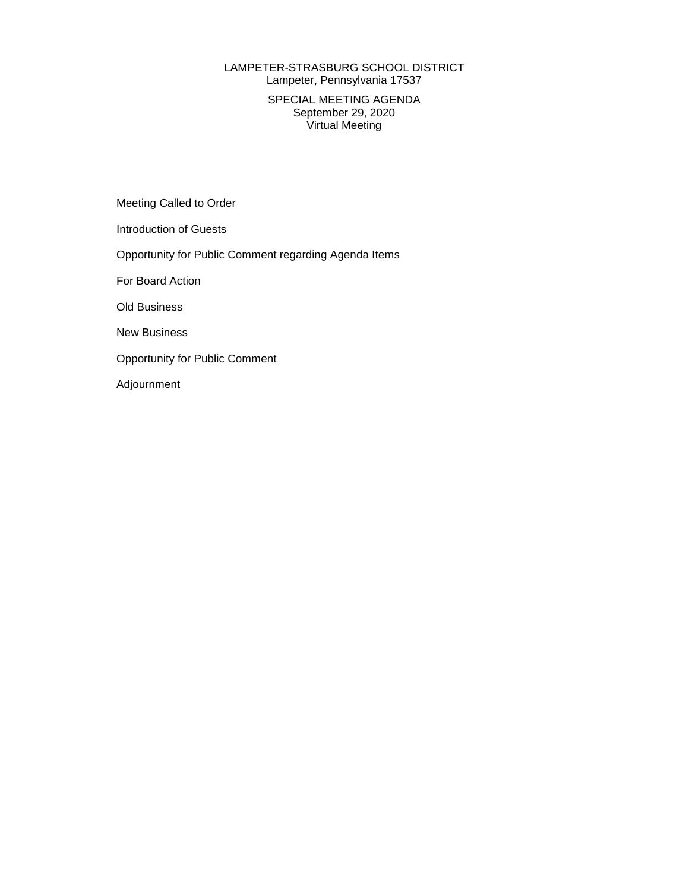LAMPETER-STRASBURG SCHOOL DISTRICT
Lampeter, Pennsylvania 17537

SPECIAL MEETING AGENDA
September 29, 2020
Virtual Meeting

Meeting Called to Order

Introduction of Guests

Opportunity for Public Comment regarding Agenda Items

For Board Action

Old Business

New Business

Opportunity for Public Comment

Adjournment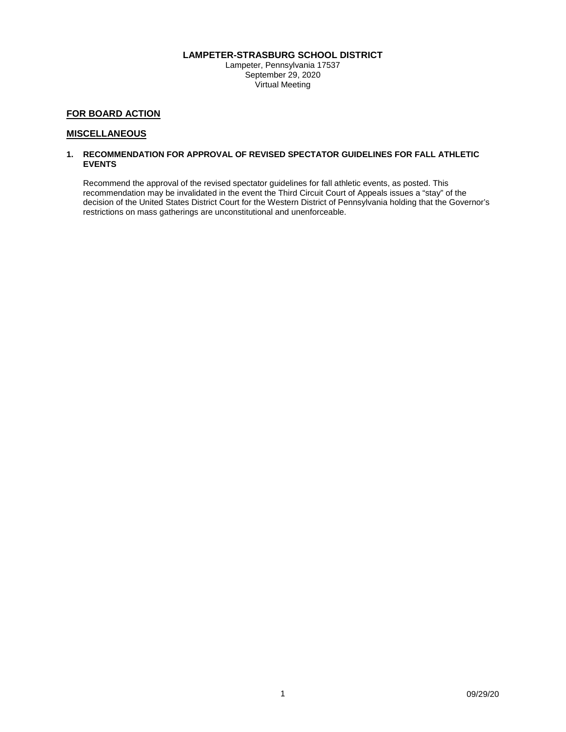**LAMPETER-STRASBURG SCHOOL DISTRICT**
Lampeter, Pennsylvania 17537
September 29, 2020
Virtual Meeting

## FOR BOARD ACTION

## MISCELLANEOUS

**1. RECOMMENDATION FOR APPROVAL OF REVISED SPECTATOR GUIDELINES FOR FALL ATHLETIC EVENTS**

Recommend the approval of the revised spectator guidelines for fall athletic events, as posted. This recommendation may be invalidated in the event the Third Circuit Court of Appeals issues a "stay" of the decision of the United States District Court for the Western District of Pennsylvania holding that the Governor's restrictions on mass gatherings are unconstitutional and unenforceable.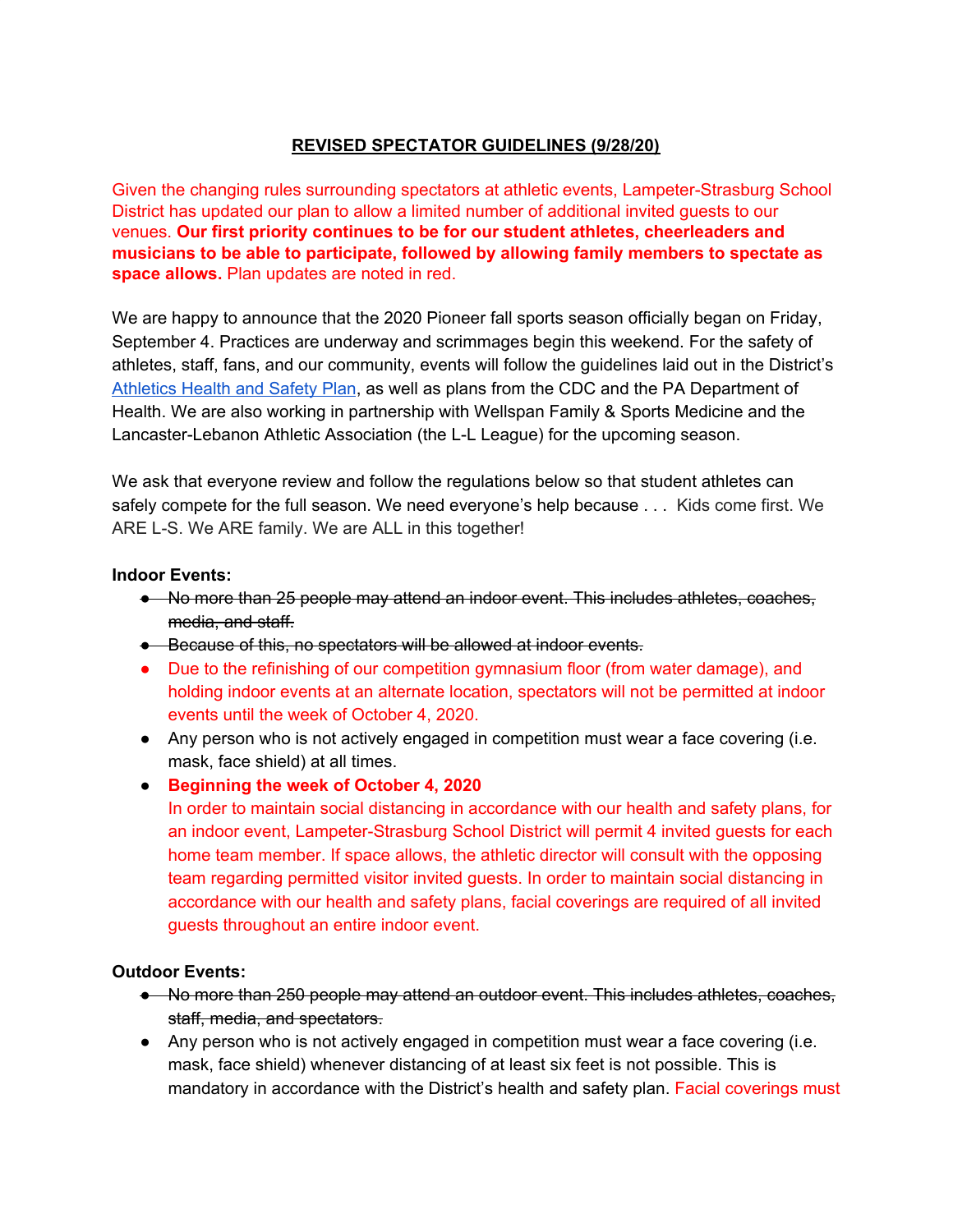**REVISED SPECTATOR GUIDELINES (9/28/20)**

Given the changing rules surrounding spectators at athletic events, Lampeter-Strasburg School District has updated our plan to allow a limited number of additional invited guests to our venues. **Our first priority continues to be for our student athletes, cheerleaders and musicians to be able to participate, followed by allowing family members to spectate as space allows.** Plan updates are noted in red.

We are happy to announce that the 2020 Pioneer fall sports season officially began on Friday, September 4. Practices are underway and scrimmages begin this weekend. For the safety of athletes, staff, fans, and our community, events will follow the guidelines laid out in the District's Athletics Health and Safety Plan, as well as plans from the CDC and the PA Department of Health. We are also working in partnership with Wellspan Family & Sports Medicine and the Lancaster-Lebanon Athletic Association (the L-L League) for the upcoming season.

We ask that everyone review and follow the regulations below so that student athletes can safely compete for the full season. We need everyone's help because . . . Kids come first. We ARE L-S. We ARE family. We are ALL in this together!

**Indoor Events:**

- ~~No more than 25 people may attend an indoor event. This includes athletes, coaches, media, and staff.~~
- ~~Because of this, no spectators will be allowed at indoor events.~~
- Due to the refinishing of our competition gymnasium floor (from water damage), and holding indoor events at an alternate location, spectators will not be permitted at indoor events until the week of October 4, 2020.
- Any person who is not actively engaged in competition must wear a face covering (i.e. mask, face shield) at all times.
- **Beginning the week of October 4, 2020**
  In order to maintain social distancing in accordance with our health and safety plans, for an indoor event, Lampeter-Strasburg School District will permit 4 invited guests for each home team member. If space allows, the athletic director will consult with the opposing team regarding permitted visitor invited guests. In order to maintain social distancing in accordance with our health and safety plans, facial coverings are required of all invited guests throughout an entire indoor event.

**Outdoor Events:**

- ~~No more than 250 people may attend an outdoor event. This includes athletes, coaches, staff, media, and spectators.~~
- Any person who is not actively engaged in competition must wear a face covering (i.e. mask, face shield) whenever distancing of at least six feet is not possible. This is mandatory in accordance with the District's health and safety plan. Facial coverings must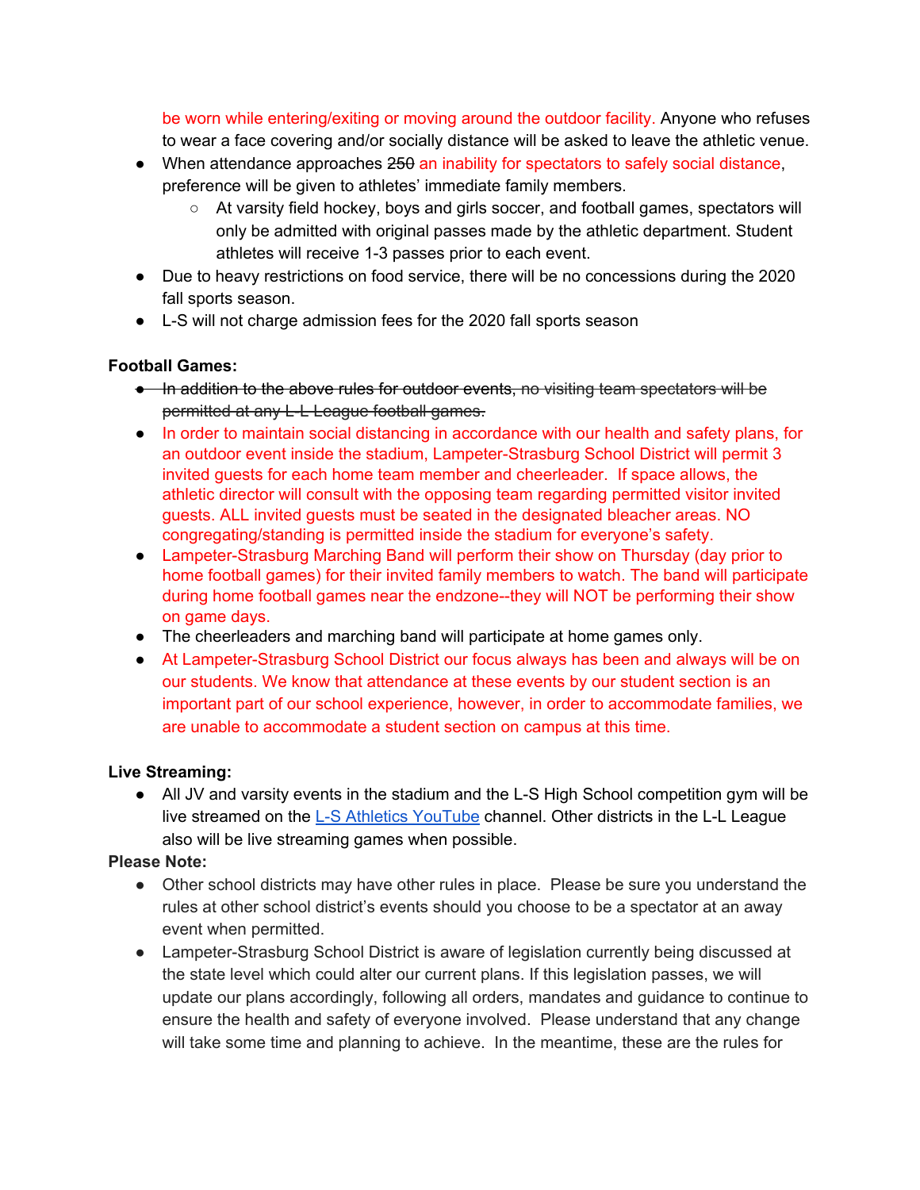be worn while entering/exiting or moving around the outdoor facility. Anyone who refuses to wear a face covering and/or socially distance will be asked to leave the athletic venue.

- When attendance approaches ~~250~~ an inability for spectators to safely social distance, preference will be given to athletes' immediate family members.
  - At varsity field hockey, boys and girls soccer, and football games, spectators will only be admitted with original passes made by the athletic department. Student athletes will receive 1-3 passes prior to each event.
- Due to heavy restrictions on food service, there will be no concessions during the 2020 fall sports season.
- L-S will not charge admission fees for the 2020 fall sports season

**Football Games:**

- ~~In addition to the above rules for outdoor events, no visiting team spectators will be permitted at any L-L League football games.~~
- In order to maintain social distancing in accordance with our health and safety plans, for an outdoor event inside the stadium, Lampeter-Strasburg School District will permit 3 invited guests for each home team member and cheerleader. If space allows, the athletic director will consult with the opposing team regarding permitted visitor invited guests. ALL invited guests must be seated in the designated bleacher areas. NO congregating/standing is permitted inside the stadium for everyone's safety.
- Lampeter-Strasburg Marching Band will perform their show on Thursday (day prior to home football games) for their invited family members to watch. The band will participate during home football games near the endzone--they will NOT be performing their show on game days.
- The cheerleaders and marching band will participate at home games only.
- At Lampeter-Strasburg School District our focus always has been and always will be on our students. We know that attendance at these events by our student section is an important part of our school experience, however, in order to accommodate families, we are unable to accommodate a student section on campus at this time.

**Live Streaming:**

- All JV and varsity events in the stadium and the L-S High School competition gym will be live streamed on the L-S Athletics YouTube channel. Other districts in the L-L League also will be live streaming games when possible.

**Please Note:**

- Other school districts may have other rules in place. Please be sure you understand the rules at other school district's events should you choose to be a spectator at an away event when permitted.
- Lampeter-Strasburg School District is aware of legislation currently being discussed at the state level which could alter our current plans. If this legislation passes, we will update our plans accordingly, following all orders, mandates and guidance to continue to ensure the health and safety of everyone involved. Please understand that any change will take some time and planning to achieve. In the meantime, these are the rules for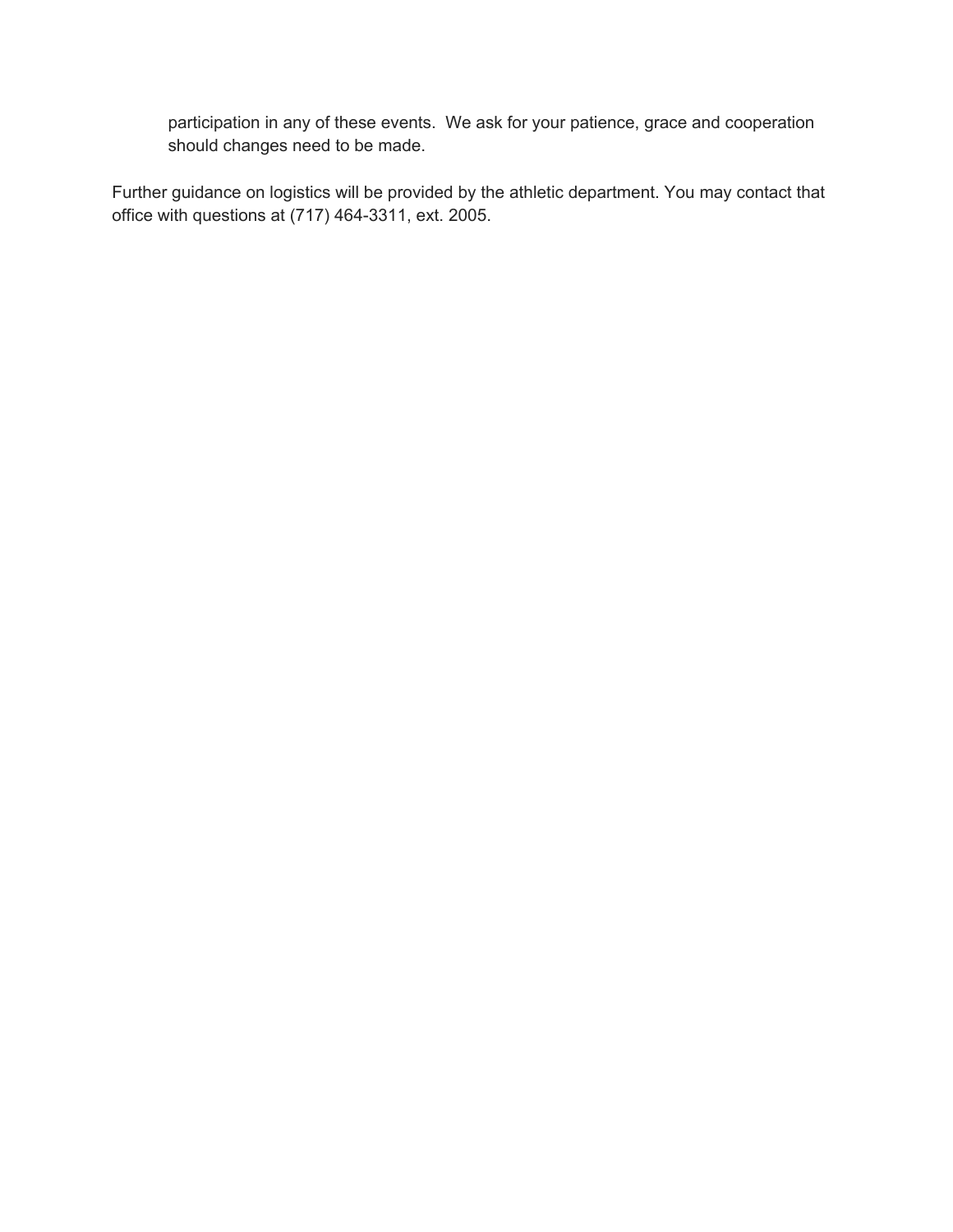participation in any of these events. We ask for your patience, grace and cooperation should changes need to be made.

Further guidance on logistics will be provided by the athletic department. You may contact that office with questions at (717) 464-3311, ext. 2005.